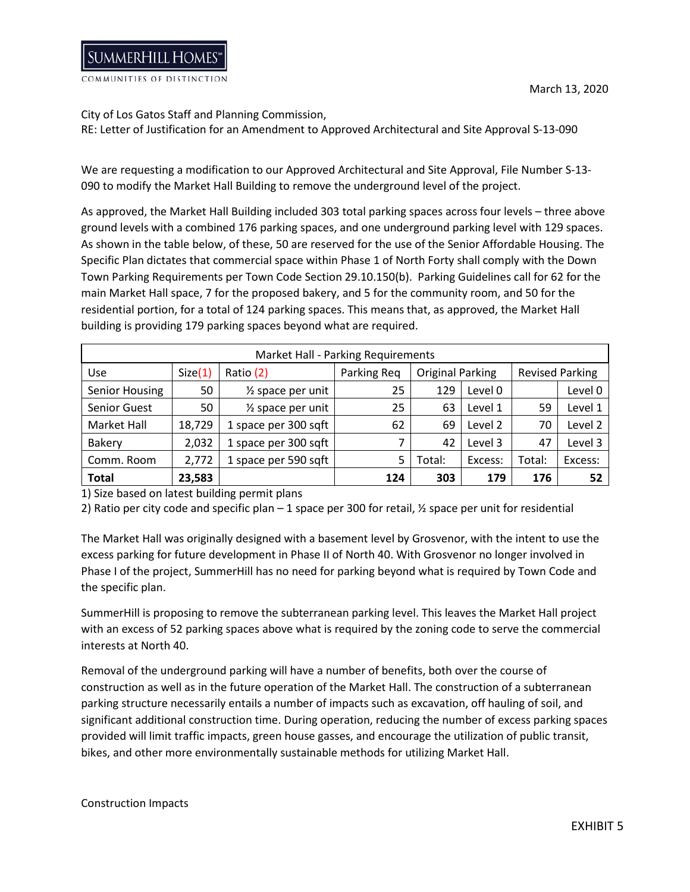SUMMERHILL HOMES℠

COMMUNITIES OF DISTINCTION

March 13, 2020

City of Los Gatos Staff and Planning Commission,
RE: Letter of Justification for an Amendment to Approved Architectural and Site Approval S-13-090

We are requesting a modification to our Approved Architectural and Site Approval, File Number S-13-090 to modify the Market Hall Building to remove the underground level of the project.

As approved, the Market Hall Building included 303 total parking spaces across four levels – three above ground levels with a combined 176 parking spaces, and one underground parking level with 129 spaces. As shown in the table below, of these, 50 are reserved for the use of the Senior Affordable Housing. The Specific Plan dictates that commercial space within Phase 1 of North Forty shall comply with the Down Town Parking Requirements per Town Code Section 29.10.150(b). Parking Guidelines call for 62 for the main Market Hall space, 7 for the proposed bakery, and 5 for the community room, and 50 for the residential portion, for a total of 124 parking spaces. This means that, as approved, the Market Hall building is providing 179 parking spaces beyond what are required.

| Market Hall - Parking Requirements | | | | | | | |
|---|---|---|---|---|---|---|---|
| Use | Size(1) | Ratio (2) | Parking Req | Original Parking | | Revised Parking | |
| Senior Housing | 50 | ½ space per unit | 25 | 129 | Level 0 | | Level 0 |
| Senior Guest | 50 | ½ space per unit | 25 | 63 | Level 1 | 59 | Level 1 |
| Market Hall | 18,729 | 1 space per 300 sqft | 62 | 69 | Level 2 | 70 | Level 2 |
| Bakery | 2,032 | 1 space per 300 sqft | 7 | 42 | Level 3 | 47 | Level 3 |
| Comm. Room | 2,772 | 1 space per 590 sqft | 5 | Total: | Excess: | Total: | Excess: |
| **Total** | **23,583** | | **124** | **303** | **179** | **176** | **52** |

1) Size based on latest building permit plans
2) Ratio per city code and specific plan – 1 space per 300 for retail, ½ space per unit for residential

The Market Hall was originally designed with a basement level by Grosvenor, with the intent to use the excess parking for future development in Phase II of North 40. With Grosvenor no longer involved in Phase I of the project, SummerHill has no need for parking beyond what is required by Town Code and the specific plan.

SummerHill is proposing to remove the subterranean parking level. This leaves the Market Hall project with an excess of 52 parking spaces above what is required by the zoning code to serve the commercial interests at North 40.

Removal of the underground parking will have a number of benefits, both over the course of construction as well as in the future operation of the Market Hall. The construction of a subterranean parking structure necessarily entails a number of impacts such as excavation, off hauling of soil, and significant additional construction time. During operation, reducing the number of excess parking spaces provided will limit traffic impacts, green house gasses, and encourage the utilization of public transit, bikes, and other more environmentally sustainable methods for utilizing Market Hall.

Construction Impacts

EXHIBIT 5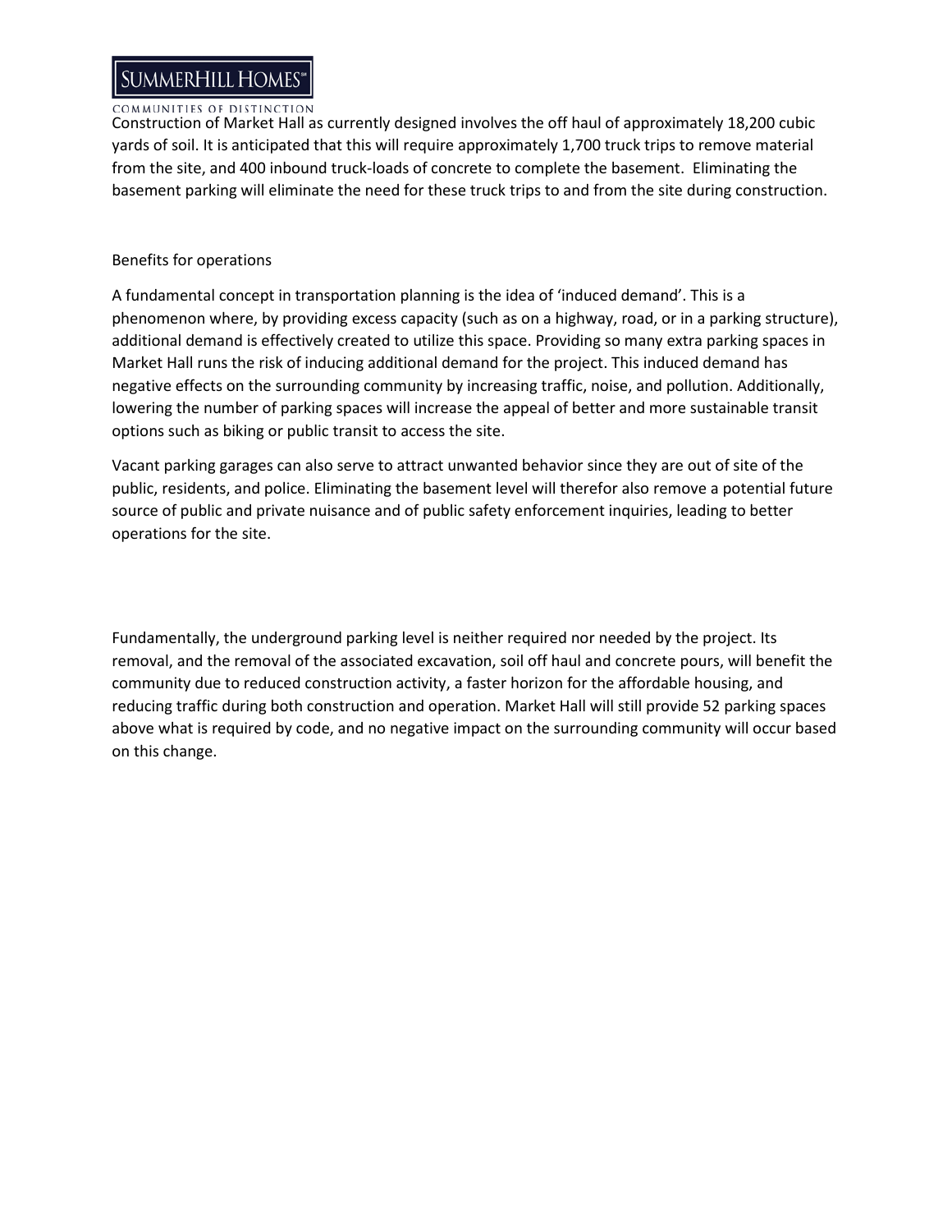Construction of Market Hall as currently designed involves the off haul of approximately 18,200 cubic yards of soil. It is anticipated that this will require approximately 1,700 truck trips to remove material from the site, and 400 inbound truck-loads of concrete to complete the basement. Eliminating the basement parking will eliminate the need for these truck trips to and from the site during construction.

Benefits for operations

A fundamental concept in transportation planning is the idea of 'induced demand'. This is a phenomenon where, by providing excess capacity (such as on a highway, road, or in a parking structure), additional demand is effectively created to utilize this space. Providing so many extra parking spaces in Market Hall runs the risk of inducing additional demand for the project. This induced demand has negative effects on the surrounding community by increasing traffic, noise, and pollution. Additionally, lowering the number of parking spaces will increase the appeal of better and more sustainable transit options such as biking or public transit to access the site.

Vacant parking garages can also serve to attract unwanted behavior since they are out of site of the public, residents, and police. Eliminating the basement level will therefor also remove a potential future source of public and private nuisance and of public safety enforcement inquiries, leading to better operations for the site.

Fundamentally, the underground parking level is neither required nor needed by the project. Its removal, and the removal of the associated excavation, soil off haul and concrete pours, will benefit the community due to reduced construction activity, a faster horizon for the affordable housing, and reducing traffic during both construction and operation. Market Hall will still provide 52 parking spaces above what is required by code, and no negative impact on the surrounding community will occur based on this change.